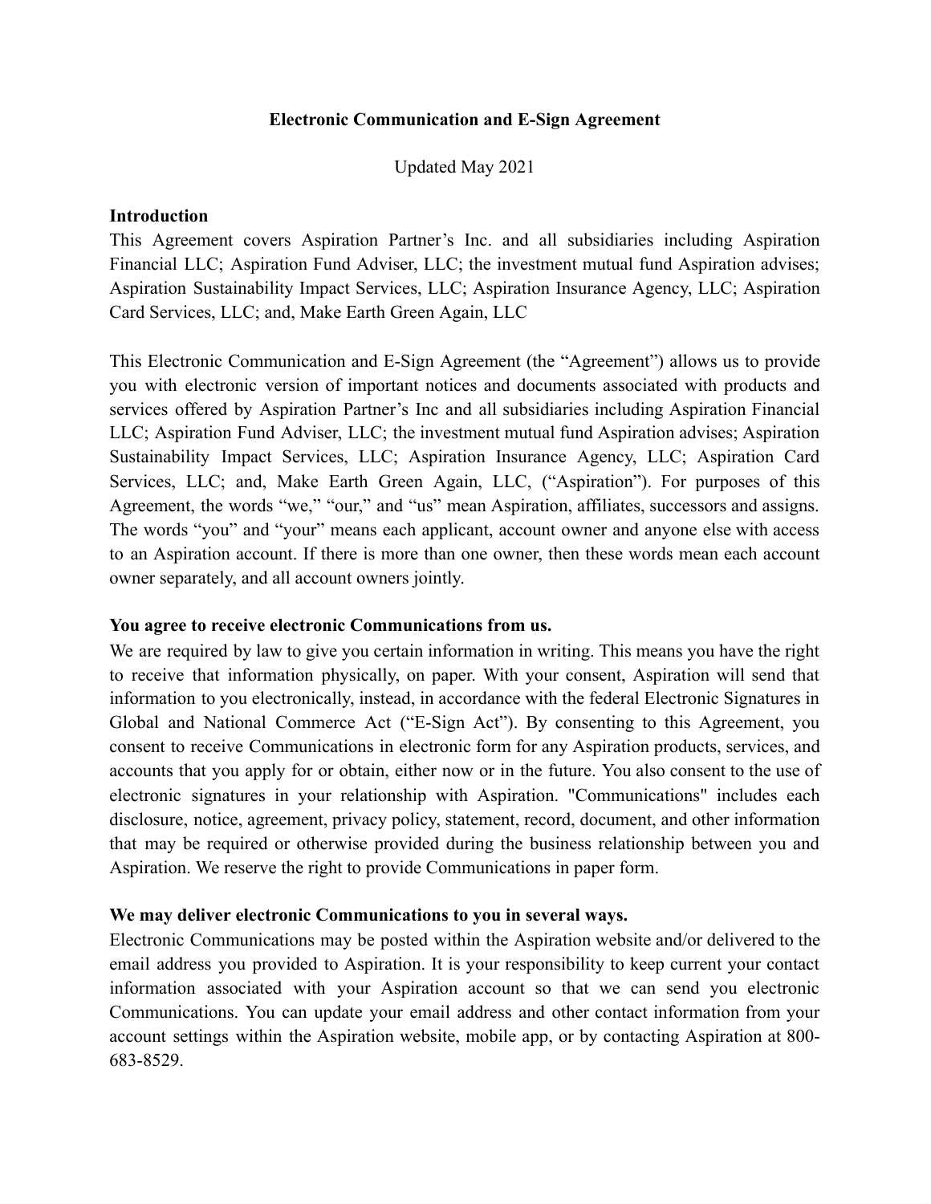# Electronic Communication and E-Sign Agreement

Updated May 2021

**Introduction**

This Agreement covers Aspiration Partner's Inc. and all subsidiaries including Aspiration Financial LLC; Aspiration Fund Adviser, LLC; the investment mutual fund Aspiration advises; Aspiration Sustainability Impact Services, LLC; Aspiration Insurance Agency, LLC; Aspiration Card Services, LLC; and, Make Earth Green Again, LLC

This Electronic Communication and E-Sign Agreement (the "Agreement") allows us to provide you with electronic version of important notices and documents associated with products and services offered by Aspiration Partner's Inc and all subsidiaries including Aspiration Financial LLC; Aspiration Fund Adviser, LLC; the investment mutual fund Aspiration advises; Aspiration Sustainability Impact Services, LLC; Aspiration Insurance Agency, LLC; Aspiration Card Services, LLC; and, Make Earth Green Again, LLC, ("Aspiration"). For purposes of this Agreement, the words "we," "our," and "us" mean Aspiration, affiliates, successors and assigns. The words "you" and "your" means each applicant, account owner and anyone else with access to an Aspiration account. If there is more than one owner, then these words mean each account owner separately, and all account owners jointly.

**You agree to receive electronic Communications from us.**

We are required by law to give you certain information in writing. This means you have the right to receive that information physically, on paper. With your consent, Aspiration will send that information to you electronically, instead, in accordance with the federal Electronic Signatures in Global and National Commerce Act ("E-Sign Act"). By consenting to this Agreement, you consent to receive Communications in electronic form for any Aspiration products, services, and accounts that you apply for or obtain, either now or in the future. You also consent to the use of electronic signatures in your relationship with Aspiration. "Communications" includes each disclosure, notice, agreement, privacy policy, statement, record, document, and other information that may be required or otherwise provided during the business relationship between you and Aspiration. We reserve the right to provide Communications in paper form.

**We may deliver electronic Communications to you in several ways.**

Electronic Communications may be posted within the Aspiration website and/or delivered to the email address you provided to Aspiration. It is your responsibility to keep current your contact information associated with your Aspiration account so that we can send you electronic Communications. You can update your email address and other contact information from your account settings within the Aspiration website, mobile app, or by contacting Aspiration at 800-683-8529.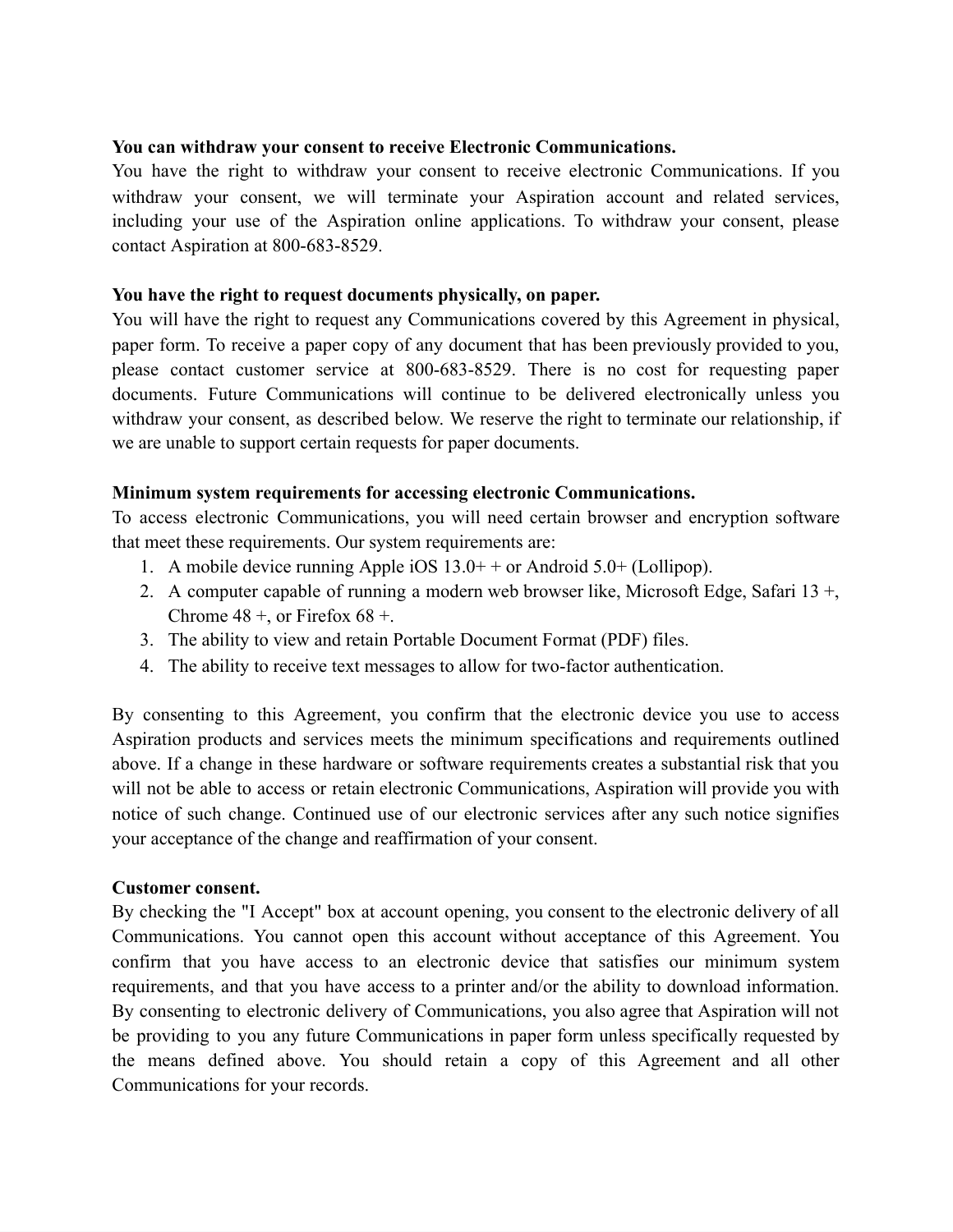**You can withdraw your consent to receive Electronic Communications.**
You have the right to withdraw your consent to receive electronic Communications. If you withdraw your consent, we will terminate your Aspiration account and related services, including your use of the Aspiration online applications. To withdraw your consent, please contact Aspiration at 800-683-8529.

**You have the right to request documents physically, on paper.**
You will have the right to request any Communications covered by this Agreement in physical, paper form. To receive a paper copy of any document that has been previously provided to you, please contact customer service at 800-683-8529. There is no cost for requesting paper documents. Future Communications will continue to be delivered electronically unless you withdraw your consent, as described below. We reserve the right to terminate our relationship, if we are unable to support certain requests for paper documents.

**Minimum system requirements for accessing electronic Communications.**
To access electronic Communications, you will need certain browser and encryption software that meet these requirements. Our system requirements are:

1. A mobile device running Apple iOS 13.0+ + or Android 5.0+ (Lollipop).
2. A computer capable of running a modern web browser like, Microsoft Edge, Safari 13 +, Chrome 48 +, or Firefox 68 +.
3. The ability to view and retain Portable Document Format (PDF) files.
4. The ability to receive text messages to allow for two-factor authentication.

By consenting to this Agreement, you confirm that the electronic device you use to access Aspiration products and services meets the minimum specifications and requirements outlined above. If a change in these hardware or software requirements creates a substantial risk that you will not be able to access or retain electronic Communications, Aspiration will provide you with notice of such change. Continued use of our electronic services after any such notice signifies your acceptance of the change and reaffirmation of your consent.

**Customer consent.**
By checking the "I Accept" box at account opening, you consent to the electronic delivery of all Communications. You cannot open this account without acceptance of this Agreement. You confirm that you have access to an electronic device that satisfies our minimum system requirements, and that you have access to a printer and/or the ability to download information. By consenting to electronic delivery of Communications, you also agree that Aspiration will not be providing to you any future Communications in paper form unless specifically requested by the means defined above. You should retain a copy of this Agreement and all other Communications for your records.